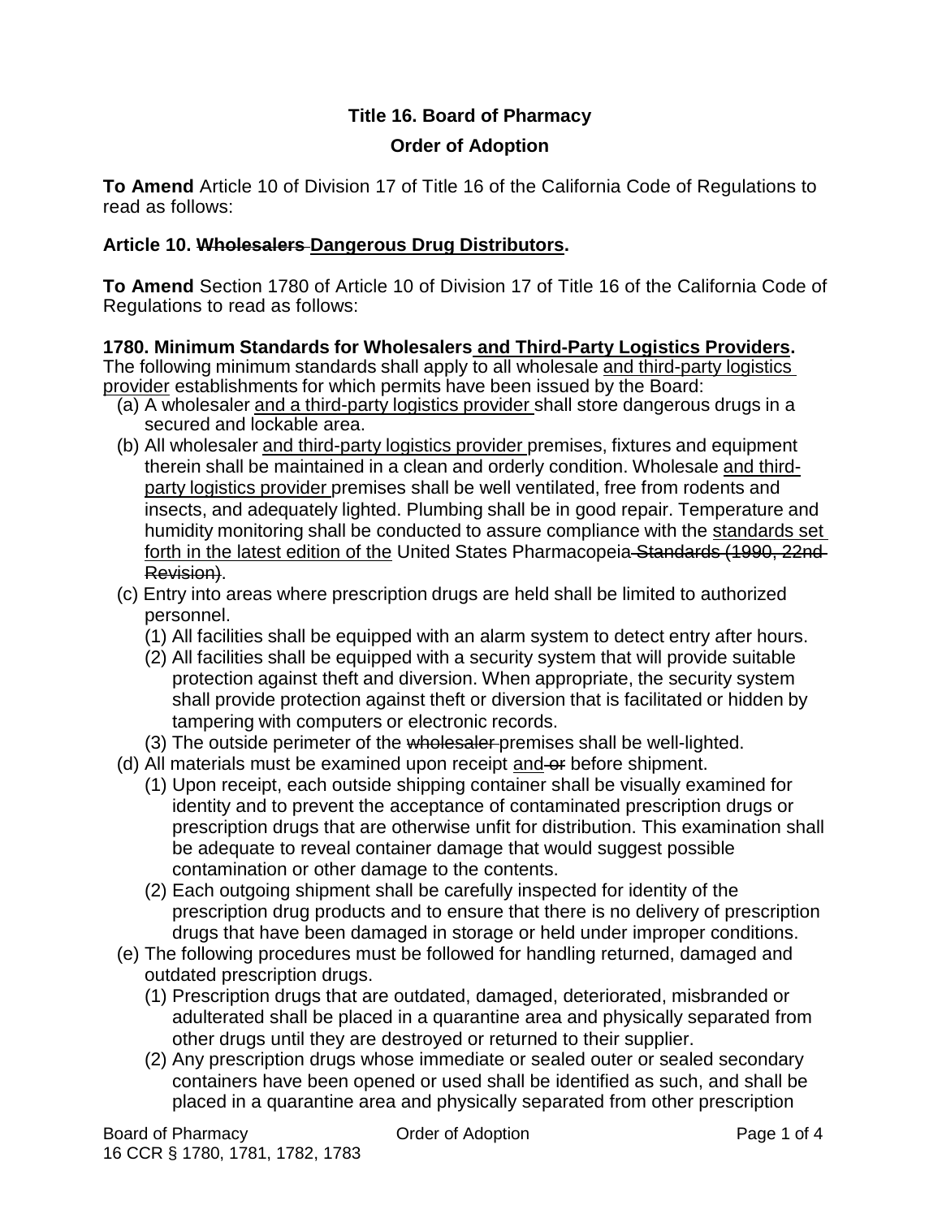**Title 16. Board of Pharmacy**

**Order of Adoption**

**To Amend** Article 10 of Division 17 of Title 16 of the California Code of Regulations to read as follows:

**Article 10. ~~Wholesalers~~ <u>Dangerous Drug Distributors</u>.**

**To Amend** Section 1780 of Article 10 of Division 17 of Title 16 of the California Code of Regulations to read as follows:

**1780. Minimum Standards for Wholesalers <u>and Third-Party Logistics Providers</u>.**
The following minimum standards shall apply to all wholesale <u>and third-party logistics provider</u> establishments for which permits have been issued by the Board:

- (a) A wholesaler <u>and a third-party logistics provider</u> shall store dangerous drugs in a secured and lockable area.
- (b) All wholesaler <u>and third-party logistics provider</u> premises, fixtures and equipment therein shall be maintained in a clean and orderly condition. Wholesale <u>and third-party logistics provider</u> premises shall be well ventilated, free from rodents and insects, and adequately lighted. Plumbing shall be in good repair. Temperature and humidity monitoring shall be conducted to assure compliance with the <u>standards set forth in the latest edition of the</u> United States Pharmacopeia ~~Standards (1990, 22nd Revision)~~.
- (c) Entry into areas where prescription drugs are held shall be limited to authorized personnel.
  - (1) All facilities shall be equipped with an alarm system to detect entry after hours.
  - (2) All facilities shall be equipped with a security system that will provide suitable protection against theft and diversion. When appropriate, the security system shall provide protection against theft or diversion that is facilitated or hidden by tampering with computers or electronic records.
  - (3) The outside perimeter of the ~~wholesaler~~ premises shall be well-lighted.
- (d) All materials must be examined upon receipt <u>and</u> ~~or~~ before shipment.
  - (1) Upon receipt, each outside shipping container shall be visually examined for identity and to prevent the acceptance of contaminated prescription drugs or prescription drugs that are otherwise unfit for distribution. This examination shall be adequate to reveal container damage that would suggest possible contamination or other damage to the contents.
  - (2) Each outgoing shipment shall be carefully inspected for identity of the prescription drug products and to ensure that there is no delivery of prescription drugs that have been damaged in storage or held under improper conditions.
- (e) The following procedures must be followed for handling returned, damaged and outdated prescription drugs.
  - (1) Prescription drugs that are outdated, damaged, deteriorated, misbranded or adulterated shall be placed in a quarantine area and physically separated from other drugs until they are destroyed or returned to their supplier.
  - (2) Any prescription drugs whose immediate or sealed outer or sealed secondary containers have been opened or used shall be identified as such, and shall be placed in a quarantine area and physically separated from other prescription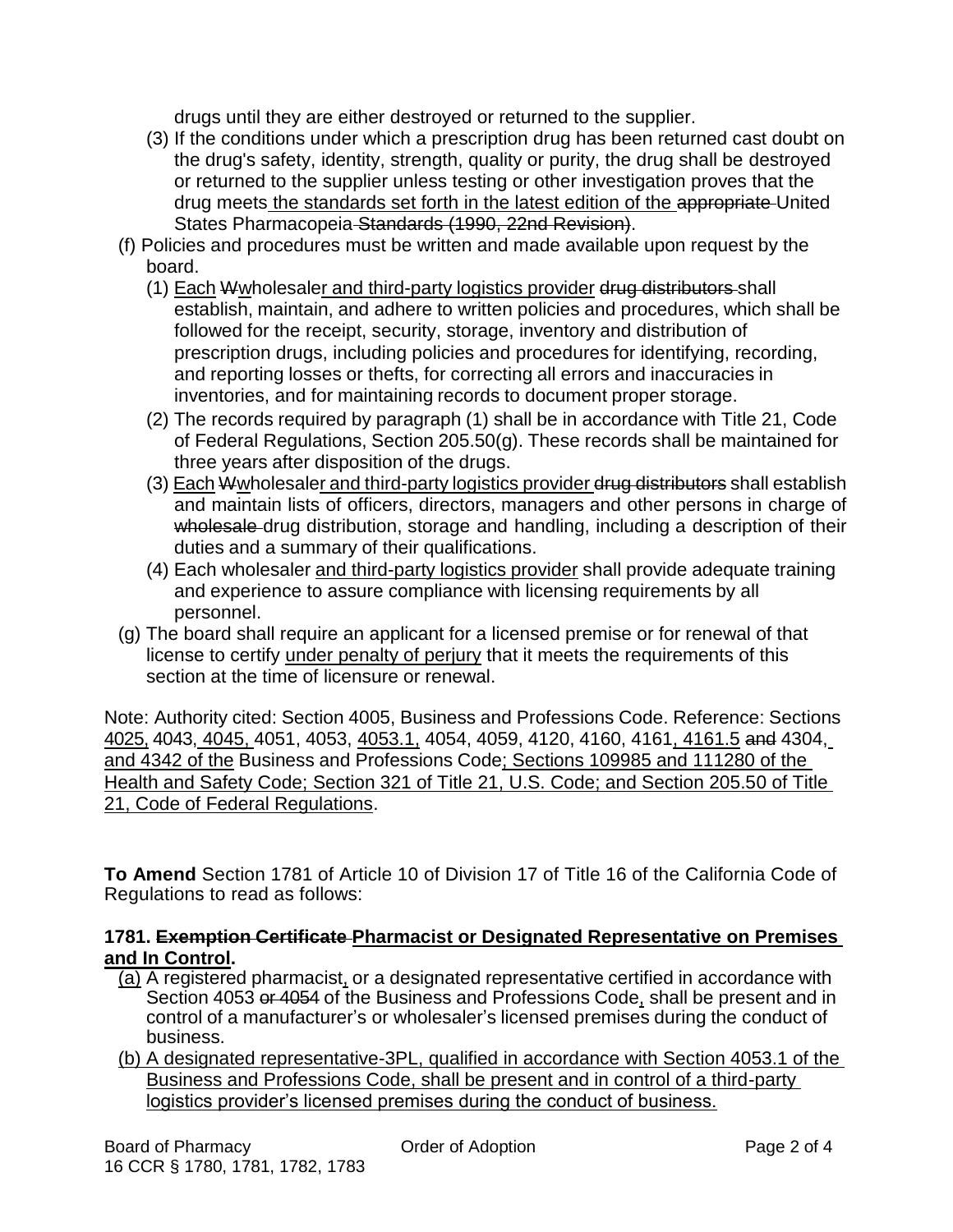drugs until they are either destroyed or returned to the supplier.

(3) If the conditions under which a prescription drug has been returned cast doubt on the drug's safety, identity, strength, quality or purity, the drug shall be destroyed or returned to the supplier unless testing or other investigation proves that the drug meets the standards set forth in the latest edition of the ~~appropriate~~ United States Pharmacopeia ~~Standards (1990, 22nd Revision)~~.

(f) Policies and procedures must be written and made available upon request by the board.

(1) Each ~~W~~wholesaler and third-party logistics provider ~~drug distributors~~ shall establish, maintain, and adhere to written policies and procedures, which shall be followed for the receipt, security, storage, inventory and distribution of prescription drugs, including policies and procedures for identifying, recording, and reporting losses or thefts, for correcting all errors and inaccuracies in inventories, and for maintaining records to document proper storage.

(2) The records required by paragraph (1) shall be in accordance with Title 21, Code of Federal Regulations, Section 205.50(g). These records shall be maintained for three years after disposition of the drugs.

(3) Each ~~W~~wholesaler and third-party logistics provider ~~drug distributors~~ shall establish and maintain lists of officers, directors, managers and other persons in charge of ~~wholesale~~ drug distribution, storage and handling, including a description of their duties and a summary of their qualifications.

(4) Each wholesaler and third-party logistics provider shall provide adequate training and experience to assure compliance with licensing requirements by all personnel.

(g) The board shall require an applicant for a licensed premise or for renewal of that license to certify under penalty of perjury that it meets the requirements of this section at the time of licensure or renewal.

Note: Authority cited: Section 4005, Business and Professions Code. Reference: Sections 4025, 4043, 4045, 4051, 4053, 4053.1, 4054, 4059, 4120, 4160, 4161, 4161.5 ~~and~~ 4304, and 4342 of the Business and Professions Code; Sections 109985 and 111280 of the Health and Safety Code; Section 321 of Title 21, U.S. Code; and Section 205.50 of Title 21, Code of Federal Regulations.

**To Amend** Section 1781 of Article 10 of Division 17 of Title 16 of the California Code of Regulations to read as follows:

**1781. ~~Exemption Certificate~~ Pharmacist or Designated Representative on Premises and In Control.**

(a) A registered pharmacist, or a designated representative certified in accordance with Section 4053 ~~or 4054~~ of the Business and Professions Code, shall be present and in control of a manufacturer's or wholesaler's licensed premises during the conduct of business.

(b) A designated representative-3PL, qualified in accordance with Section 4053.1 of the Business and Professions Code, shall be present and in control of a third-party logistics provider's licensed premises during the conduct of business.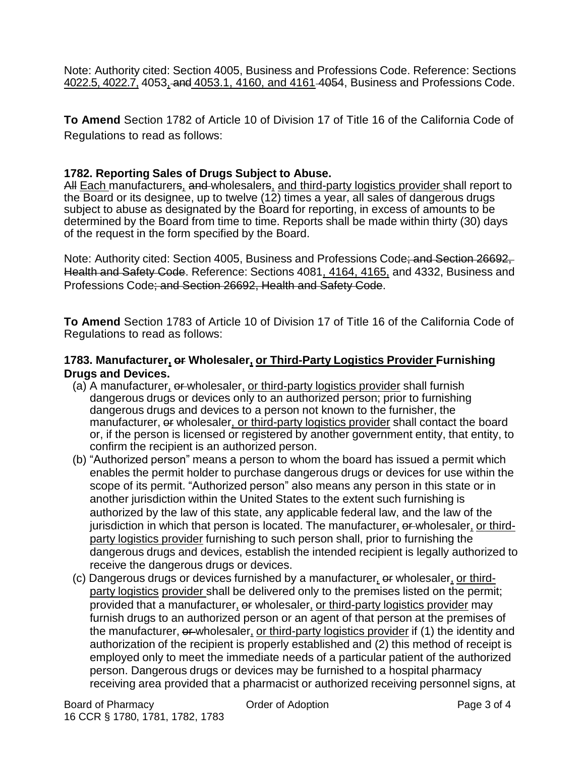Note: Authority cited: Section 4005, Business and Professions Code. Reference: Sections <u>4022.5, 4022.7,</u> 4053<u>,</u> ~~and~~ <u>4053.1, 4160, and 4161</u> ~~4054~~, Business and Professions Code.

**To Amend** Section 1782 of Article 10 of Division 17 of Title 16 of the California Code of Regulations to read as follows:

**1782. Reporting Sales of Drugs Subject to Abuse.**

~~All~~ <u>Each</u> manufacturer~~s~~<u>,</u> ~~and~~ wholesaler~~s~~<u>, and third-party logistics provider</u> shall report to the Board or its designee, up to twelve (12) times a year, all sales of dangerous drugs subject to abuse as designated by the Board for reporting, in excess of amounts to be determined by the Board from time to time. Reports shall be made within thirty (30) days of the request in the form specified by the Board.

Note: Authority cited: Section 4005, Business and Professions Code~~; and Section 26692, Health and Safety Code~~. Reference: Sections 4081<u>, 4164, 4165,</u> and 4332, Business and Professions Code~~; and Section 26692, Health and Safety Code~~.

**To Amend** Section 1783 of Article 10 of Division 17 of Title 16 of the California Code of Regulations to read as follows:

**1783. Manufacturer<u>,</u> ~~or~~ Wholesaler<u>, or Third-Party Logistics Provider</u> Furnishing Drugs and Devices.**

(a) A manufacturer<u>,</u> ~~or~~ wholesaler<u>, or third-party logistics provider</u> shall furnish dangerous drugs or devices only to an authorized person; prior to furnishing dangerous drugs and devices to a person not known to the furnisher, the manufacturer, ~~or~~ wholesaler<u>, or third-party logistics provider</u> shall contact the board or, if the person is licensed or registered by another government entity, that entity, to confirm the recipient is an authorized person.

(b) "Authorized person" means a person to whom the board has issued a permit which enables the permit holder to purchase dangerous drugs or devices for use within the scope of its permit. "Authorized person" also means any person in this state or in another jurisdiction within the United States to the extent such furnishing is authorized by the law of this state, any applicable federal law, and the law of the jurisdiction in which that person is located. The manufacturer<u>,</u> ~~or~~ wholesaler<u>, or third-party logistics provider</u> furnishing to such person shall, prior to furnishing the dangerous drugs and devices, establish the intended recipient is legally authorized to receive the dangerous drugs or devices.

(c) Dangerous drugs or devices furnished by a manufacturer<u>,</u> ~~or~~ wholesaler<u>, or third-party logistics provider</u> shall be delivered only to the premises listed on the permit; provided that a manufacturer<u>,</u> ~~or~~ wholesaler<u>, or third-party logistics provider</u> may furnish drugs to an authorized person or an agent of that person at the premises of the manufacturer, ~~or~~ wholesaler<u>, or third-party logistics provider</u> if (1) the identity and authorization of the recipient is properly established and (2) this method of receipt is employed only to meet the immediate needs of a particular patient of the authorized person. Dangerous drugs or devices may be furnished to a hospital pharmacy receiving area provided that a pharmacist or authorized receiving personnel signs, at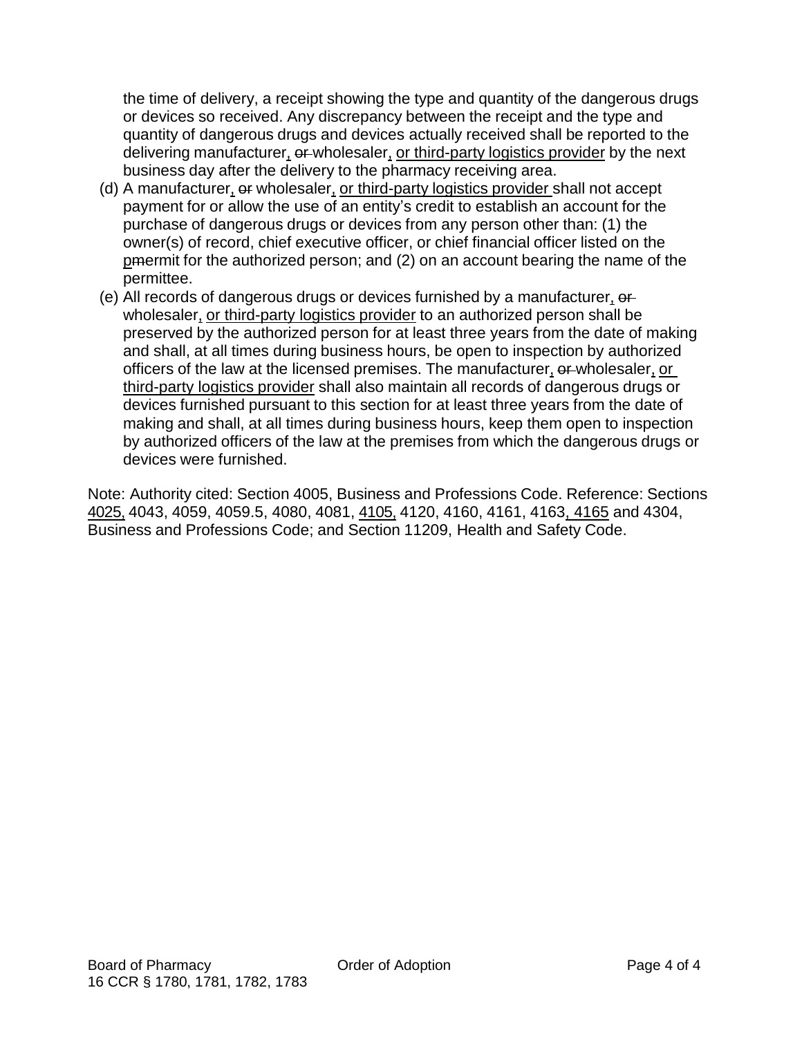the time of delivery, a receipt showing the type and quantity of the dangerous drugs or devices so received. Any discrepancy between the receipt and the type and quantity of dangerous drugs and devices actually received shall be reported to the delivering manufacturer<u>,</u> ~~or~~ wholesaler<u>, or third-party logistics provider</u> by the next business day after the delivery to the pharmacy receiving area.

(d) A manufacturer<u>,</u> ~~or~~ wholesaler<u>, or third-party logistics provider</u> shall not accept payment for or allow the use of an entity's credit to establish an account for the purchase of dangerous drugs or devices from any person other than: (1) the owner(s) of record, chief executive officer, or chief financial officer listed on the <u>p</u>~~m~~ermit for the authorized person; and (2) on an account bearing the name of the permittee.

(e) All records of dangerous drugs or devices furnished by a manufacturer<u>,</u> ~~or~~ wholesaler<u>, or third-party logistics provider</u> to an authorized person shall be preserved by the authorized person for at least three years from the date of making and shall, at all times during business hours, be open to inspection by authorized officers of the law at the licensed premises. The manufacturer<u>,</u> ~~or~~ wholesaler<u>, or third-party logistics provider</u> shall also maintain all records of dangerous drugs or devices furnished pursuant to this section for at least three years from the date of making and shall, at all times during business hours, keep them open to inspection by authorized officers of the law at the premises from which the dangerous drugs or devices were furnished.

Note: Authority cited: Section 4005, Business and Professions Code. Reference: Sections <u>4025,</u> 4043, 4059, 4059.5, 4080, 4081, <u>4105,</u> 4120, 4160, 4161, 4163<u>, 4165</u> and 4304, Business and Professions Code; and Section 11209, Health and Safety Code.